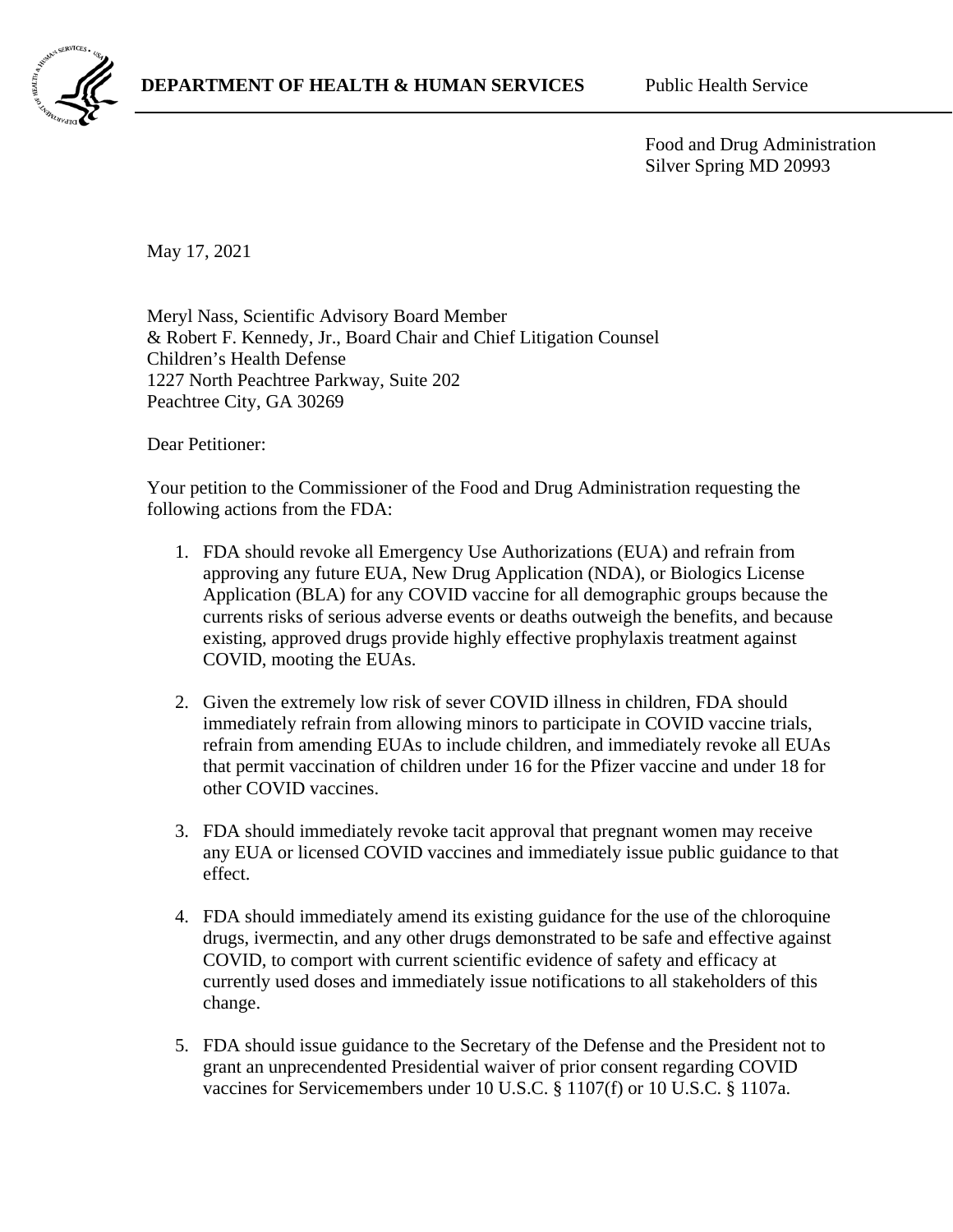**DEPARTMENT OF HEALTH & HUMAN SERVICES** Public Health Service

Food and Drug Administration
Silver Spring MD 20993

May 17, 2021

Meryl Nass, Scientific Advisory Board Member
& Robert F. Kennedy, Jr., Board Chair and Chief Litigation Counsel
Children's Health Defense
1227 North Peachtree Parkway, Suite 202
Peachtree City, GA 30269

Dear Petitioner:

Your petition to the Commissioner of the Food and Drug Administration requesting the following actions from the FDA:

1. FDA should revoke all Emergency Use Authorizations (EUA) and refrain from approving any future EUA, New Drug Application (NDA), or Biologics License Application (BLA) for any COVID vaccine for all demographic groups because the currents risks of serious adverse events or deaths outweigh the benefits, and because existing, approved drugs provide highly effective prophylaxis treatment against COVID, mooting the EUAs.

2. Given the extremely low risk of sever COVID illness in children, FDA should immediately refrain from allowing minors to participate in COVID vaccine trials, refrain from amending EUAs to include children, and immediately revoke all EUAs that permit vaccination of children under 16 for the Pfizer vaccine and under 18 for other COVID vaccines.

3. FDA should immediately revoke tacit approval that pregnant women may receive any EUA or licensed COVID vaccines and immediately issue public guidance to that effect.

4. FDA should immediately amend its existing guidance for the use of the chloroquine drugs, ivermectin, and any other drugs demonstrated to be safe and effective against COVID, to comport with current scientific evidence of safety and efficacy at currently used doses and immediately issue notifications to all stakeholders of this change.

5. FDA should issue guidance to the Secretary of the Defense and the President not to grant an unprecendented Presidential waiver of prior consent regarding COVID vaccines for Servicemembers under 10 U.S.C. § 1107(f) or 10 U.S.C. § 1107a.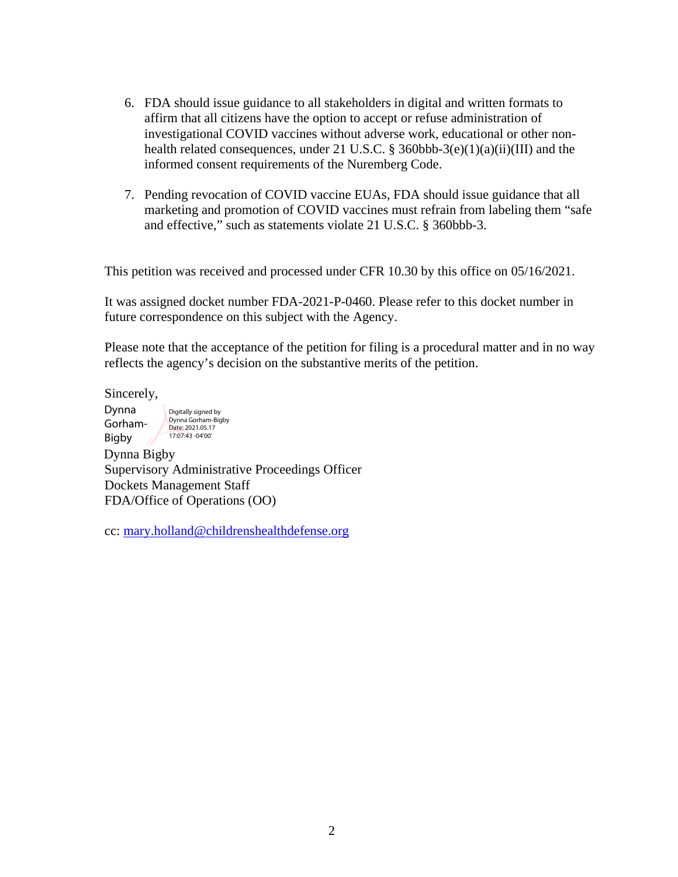6. FDA should issue guidance to all stakeholders in digital and written formats to affirm that all citizens have the option to accept or refuse administration of investigational COVID vaccines without adverse work, educational or other non-health related consequences, under 21 U.S.C. § 360bbb-3(e)(1)(a)(ii)(III) and the informed consent requirements of the Nuremberg Code.

7. Pending revocation of COVID vaccine EUAs, FDA should issue guidance that all marketing and promotion of COVID vaccines must refrain from labeling them "safe and effective," such as statements violate 21 U.S.C. § 360bbb-3.

This petition was received and processed under CFR 10.30 by this office on 05/16/2021.

It was assigned docket number FDA-2021-P-0460. Please refer to this docket number in future correspondence on this subject with the Agency.

Please note that the acceptance of the petition for filing is a procedural matter and in no way reflects the agency's decision on the substantive merits of the petition.

Sincerely,

Dynna Gorham-Bigby

Digitally signed by Dynna Gorham-Bigby
Date: 2021.05.17 17:07:43 -04'00'

Dynna Bigby
Supervisory Administrative Proceedings Officer
Dockets Management Staff
FDA/Office of Operations (OO)

cc: mary.holland@childrenshealthdefense.org